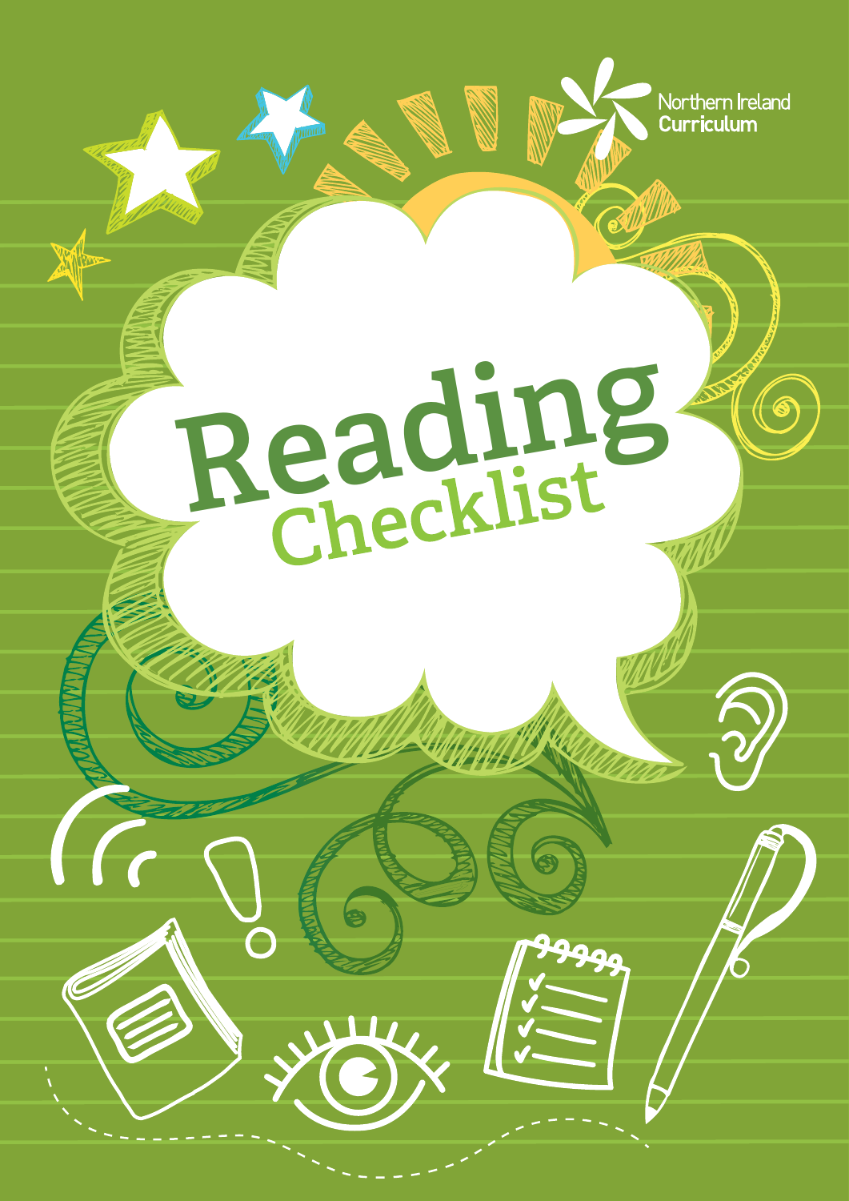Northern Ireland Curriculum

# Reading Checklist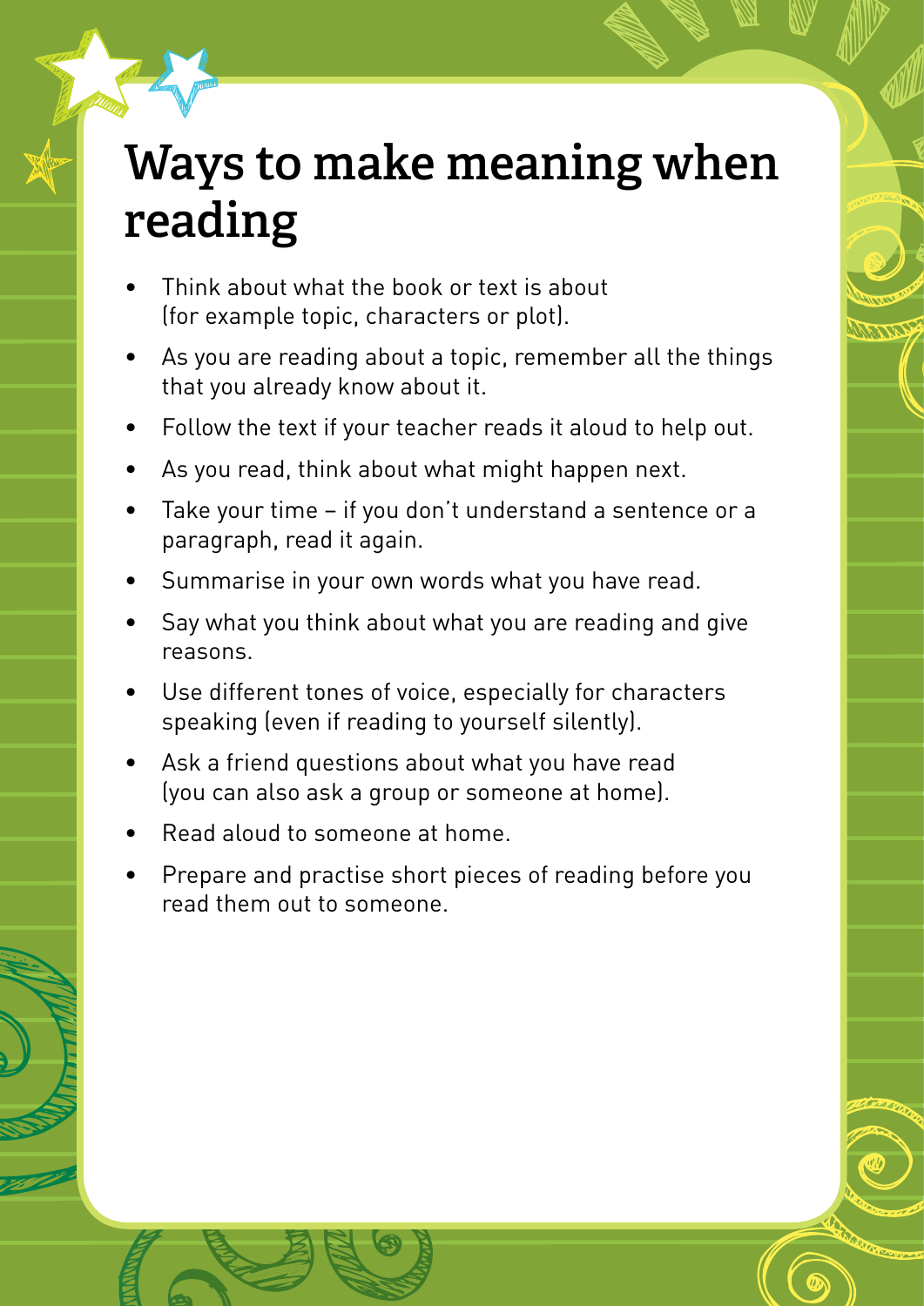# Ways to make meaning when reading

- Think about what the book or text is about (for example topic, characters or plot).
- As you are reading about a topic, remember all the things that you already know about it.
- Follow the text if your teacher reads it aloud to help out.
- As you read, think about what might happen next.
- Take your time – if you don't understand a sentence or a paragraph, read it again.
- Summarise in your own words what you have read.
- Say what you think about what you are reading and give reasons.
- Use different tones of voice, especially for characters speaking (even if reading to yourself silently).
- Ask a friend questions about what you have read (you can also ask a group or someone at home).
- Read aloud to someone at home.
- Prepare and practise short pieces of reading before you read them out to someone.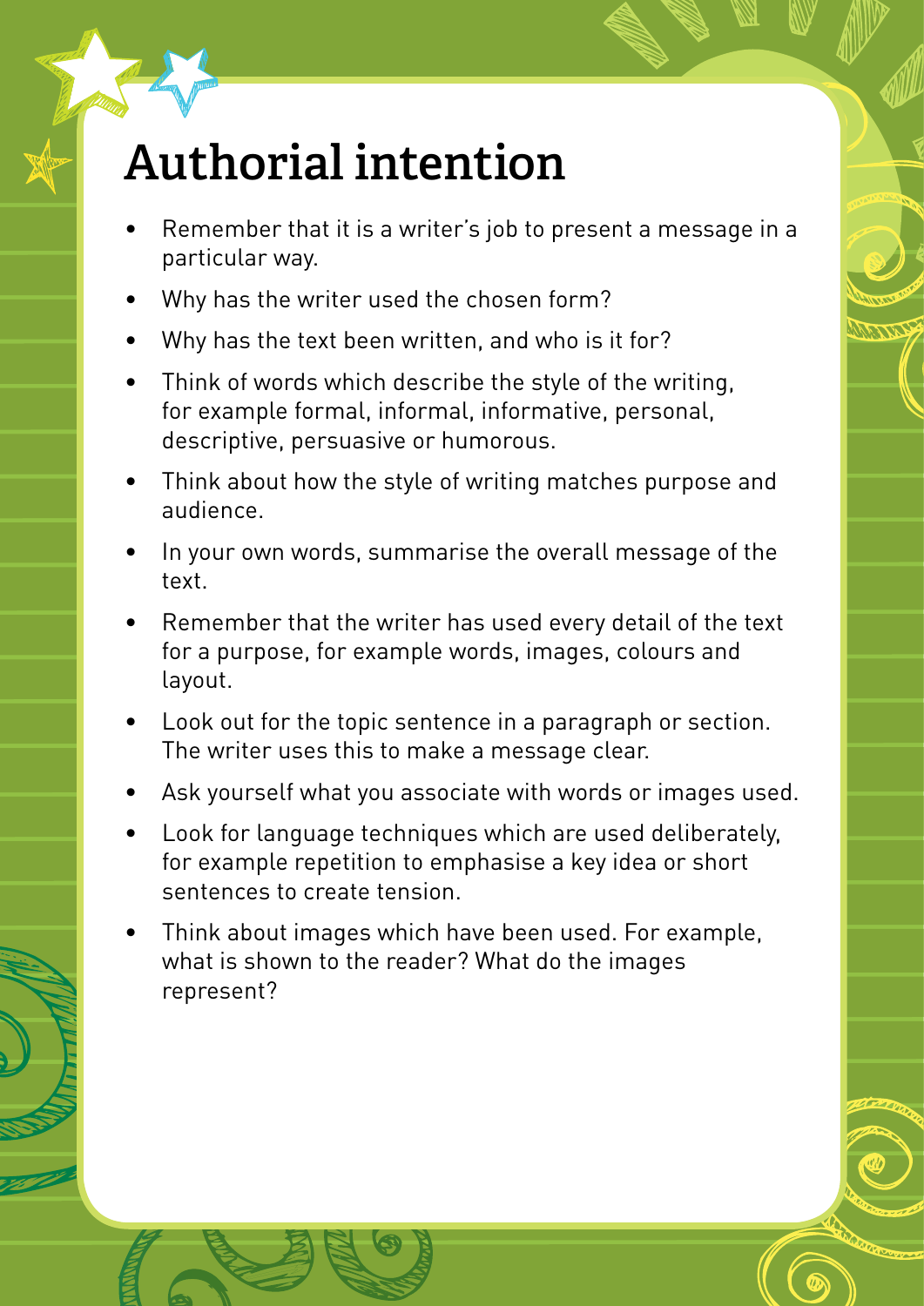# Authorial intention

- Remember that it is a writer's job to present a message in a particular way.
- Why has the writer used the chosen form?
- Why has the text been written, and who is it for?
- Think of words which describe the style of the writing, for example formal, informal, informative, personal, descriptive, persuasive or humorous.
- Think about how the style of writing matches purpose and audience.
- In your own words, summarise the overall message of the text.
- Remember that the writer has used every detail of the text for a purpose, for example words, images, colours and layout.
- Look out for the topic sentence in a paragraph or section. The writer uses this to make a message clear.
- Ask yourself what you associate with words or images used.
- Look for language techniques which are used deliberately, for example repetition to emphasise a key idea or short sentences to create tension.
- Think about images which have been used. For example, what is shown to the reader? What do the images represent?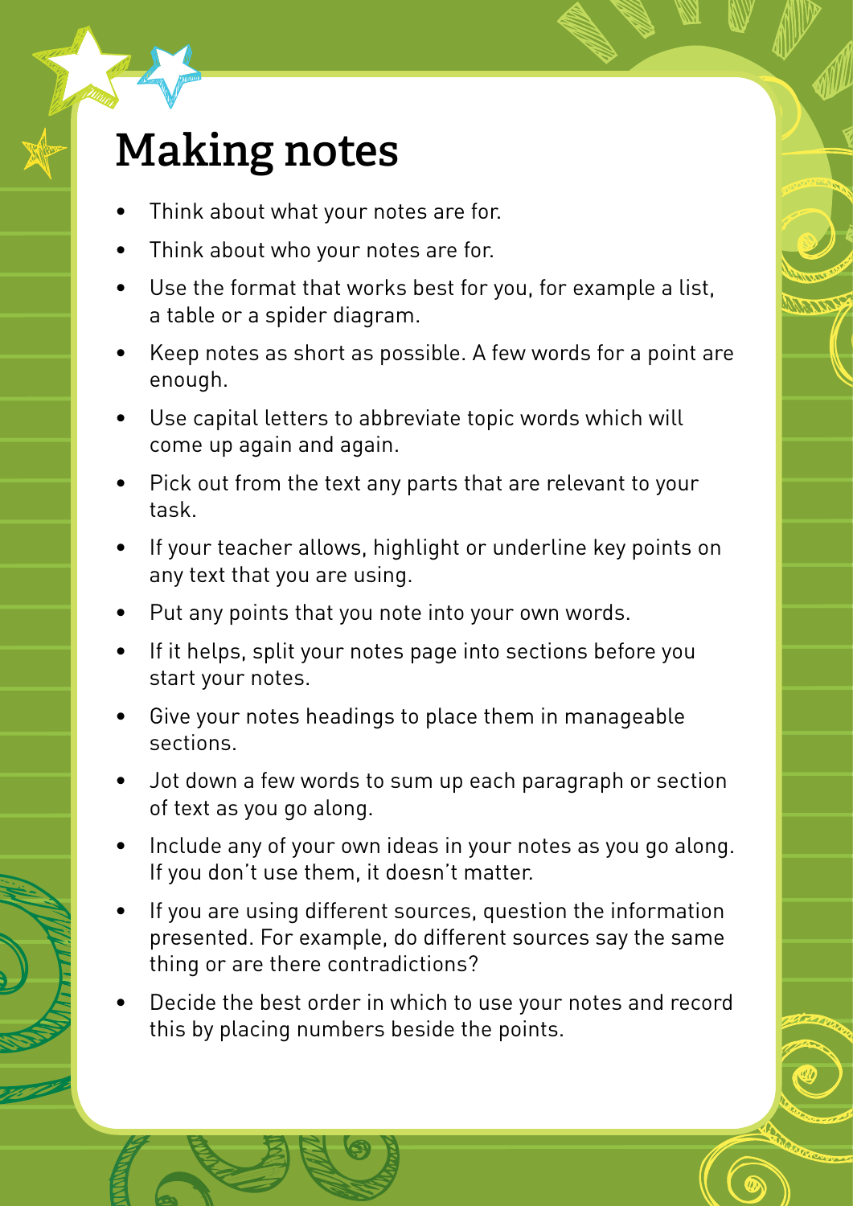# Making notes

- Think about what your notes are for.
- Think about who your notes are for.
- Use the format that works best for you, for example a list, a table or a spider diagram.
- Keep notes as short as possible. A few words for a point are enough.
- Use capital letters to abbreviate topic words which will come up again and again.
- Pick out from the text any parts that are relevant to your task.
- If your teacher allows, highlight or underline key points on any text that you are using.
- Put any points that you note into your own words.
- If it helps, split your notes page into sections before you start your notes.
- Give your notes headings to place them in manageable sections.
- Jot down a few words to sum up each paragraph or section of text as you go along.
- Include any of your own ideas in your notes as you go along. If you don't use them, it doesn't matter.
- If you are using different sources, question the information presented. For example, do different sources say the same thing or are there contradictions?
- Decide the best order in which to use your notes and record this by placing numbers beside the points.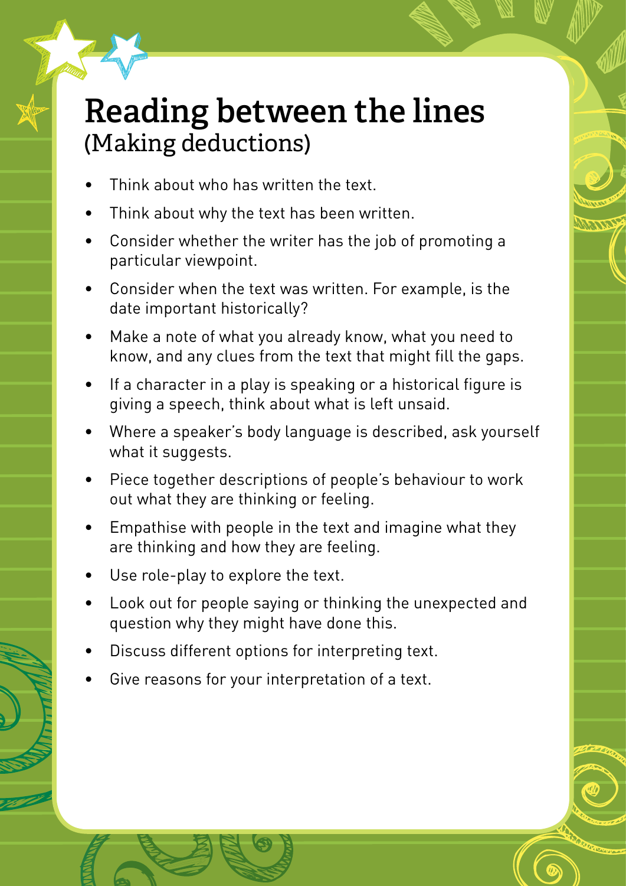# Reading between the lines
## (Making deductions)

- Think about who has written the text.
- Think about why the text has been written.
- Consider whether the writer has the job of promoting a particular viewpoint.
- Consider when the text was written. For example, is the date important historically?
- Make a note of what you already know, what you need to know, and any clues from the text that might fill the gaps.
- If a character in a play is speaking or a historical figure is giving a speech, think about what is left unsaid.
- Where a speaker's body language is described, ask yourself what it suggests.
- Piece together descriptions of people's behaviour to work out what they are thinking or feeling.
- Empathise with people in the text and imagine what they are thinking and how they are feeling.
- Use role-play to explore the text.
- Look out for people saying or thinking the unexpected and question why they might have done this.
- Discuss different options for interpreting text.
- Give reasons for your interpretation of a text.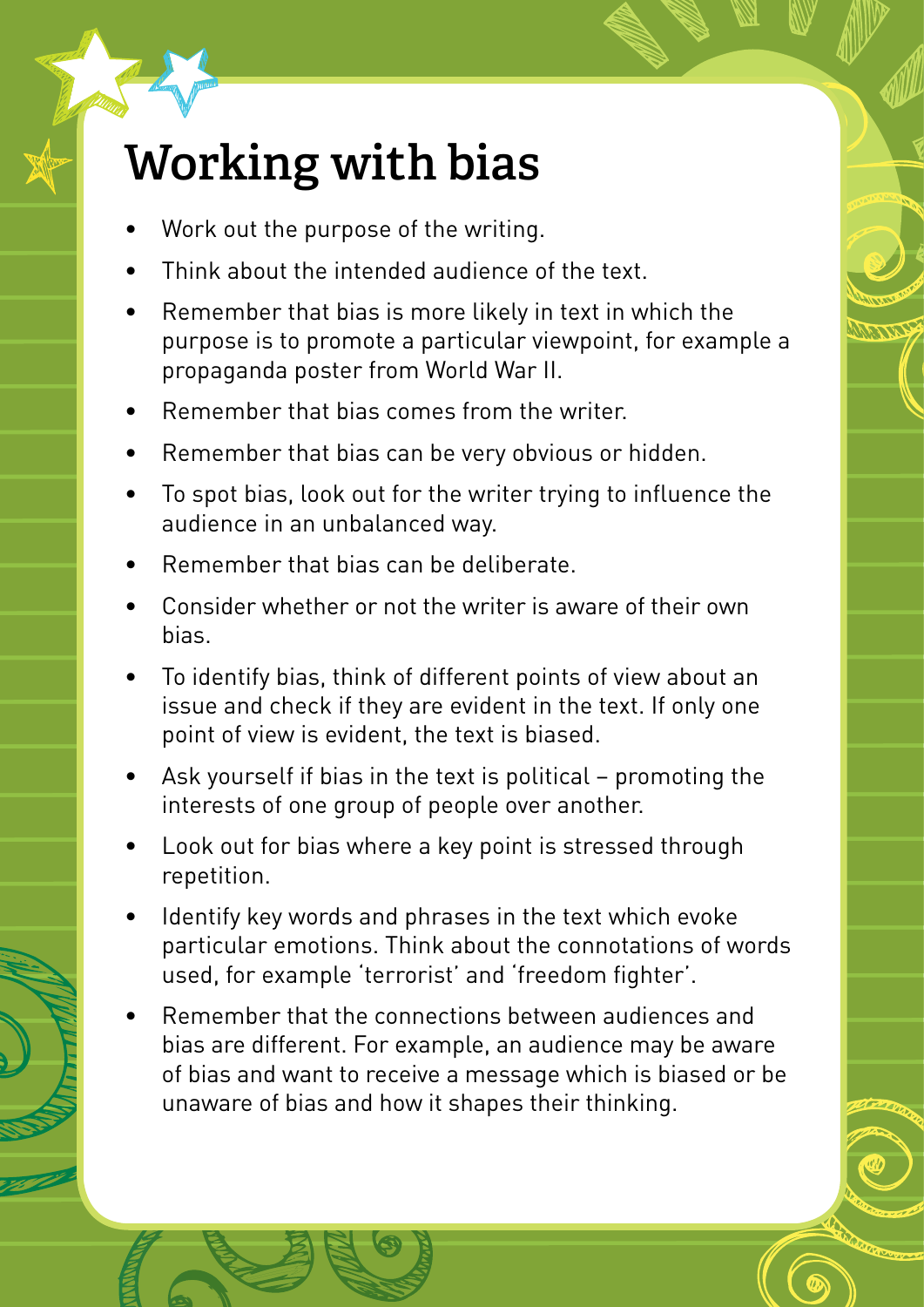# Working with bias

- Work out the purpose of the writing.
- Think about the intended audience of the text.
- Remember that bias is more likely in text in which the purpose is to promote a particular viewpoint, for example a propaganda poster from World War II.
- Remember that bias comes from the writer.
- Remember that bias can be very obvious or hidden.
- To spot bias, look out for the writer trying to influence the audience in an unbalanced way.
- Remember that bias can be deliberate.
- Consider whether or not the writer is aware of their own bias.
- To identify bias, think of different points of view about an issue and check if they are evident in the text. If only one point of view is evident, the text is biased.
- Ask yourself if bias in the text is political – promoting the interests of one group of people over another.
- Look out for bias where a key point is stressed through repetition.
- Identify key words and phrases in the text which evoke particular emotions. Think about the connotations of words used, for example 'terrorist' and 'freedom fighter'.
- Remember that the connections between audiences and bias are different. For example, an audience may be aware of bias and want to receive a message which is biased or be unaware of bias and how it shapes their thinking.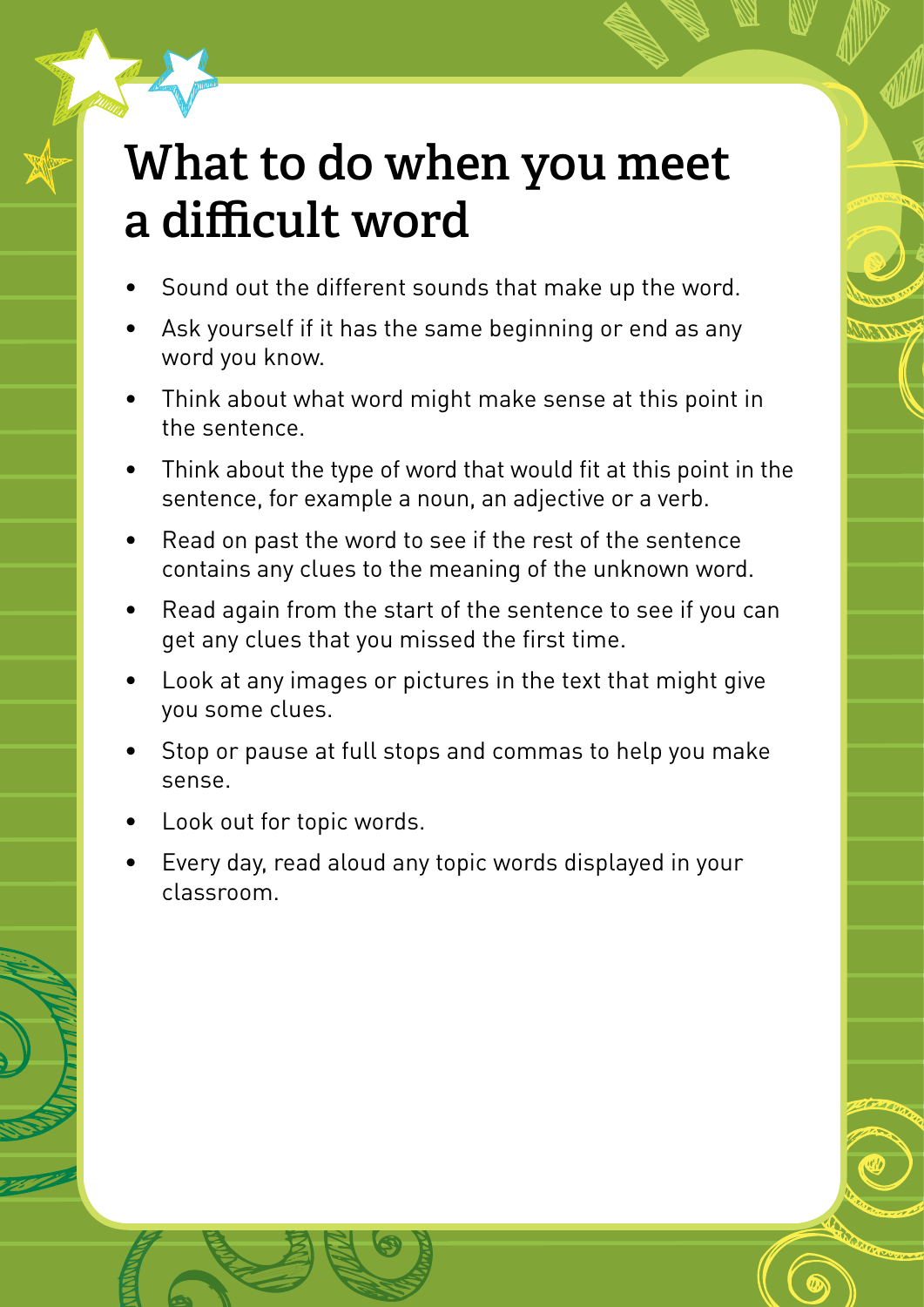# What to do when you meet a difficult word

- Sound out the different sounds that make up the word.
- Ask yourself if it has the same beginning or end as any word you know.
- Think about what word might make sense at this point in the sentence.
- Think about the type of word that would fit at this point in the sentence, for example a noun, an adjective or a verb.
- Read on past the word to see if the rest of the sentence contains any clues to the meaning of the unknown word.
- Read again from the start of the sentence to see if you can get any clues that you missed the first time.
- Look at any images or pictures in the text that might give you some clues.
- Stop or pause at full stops and commas to help you make sense.
- Look out for topic words.
- Every day, read aloud any topic words displayed in your classroom.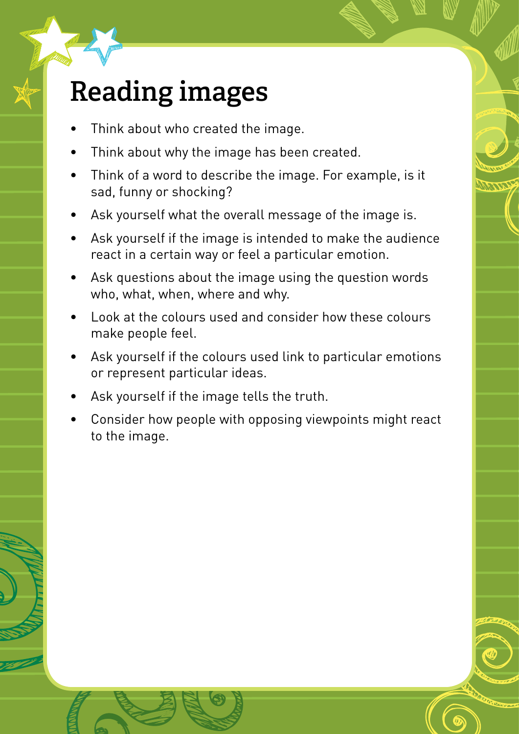# Reading images

- Think about who created the image.
- Think about why the image has been created.
- Think of a word to describe the image. For example, is it sad, funny or shocking?
- Ask yourself what the overall message of the image is.
- Ask yourself if the image is intended to make the audience react in a certain way or feel a particular emotion.
- Ask questions about the image using the question words who, what, when, where and why.
- Look at the colours used and consider how these colours make people feel.
- Ask yourself if the colours used link to particular emotions or represent particular ideas.
- Ask yourself if the image tells the truth.
- Consider how people with opposing viewpoints might react to the image.